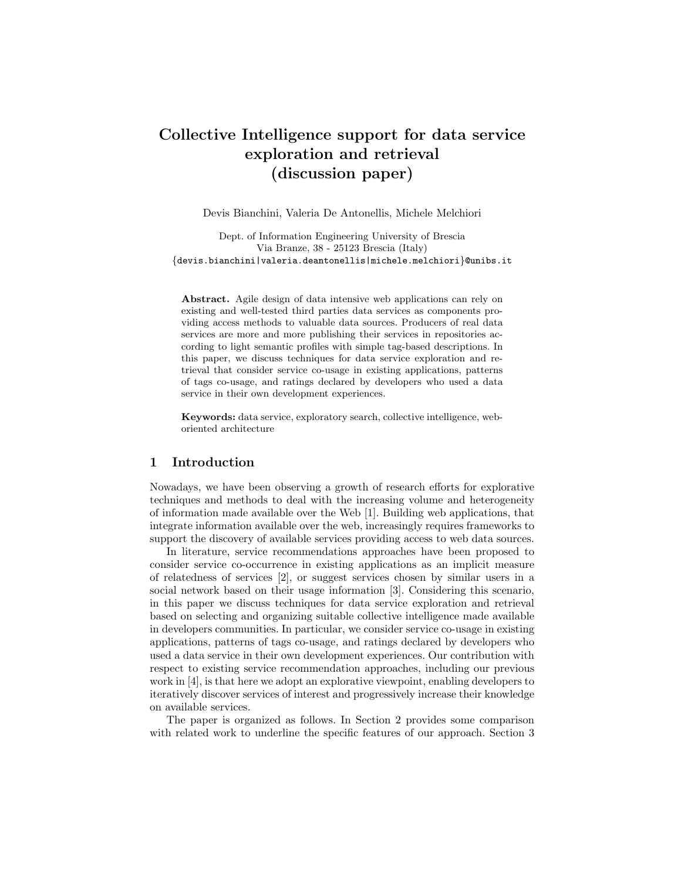# Collective Intelligence support for data service exploration and retrieval (discussion paper)

Devis Bianchini, Valeria De Antonellis, Michele Melchiori

Dept. of Information Engineering University of Brescia
Via Branze, 38 - 25123 Brescia (Italy)
{devis.bianchini|valeria.deantonellis|michele.melchiori}@unibs.it

**Abstract.** Agile design of data intensive web applications can rely on existing and well-tested third parties data services as components providing access methods to valuable data sources. Producers of real data services are more and more publishing their services in repositories according to light semantic profiles with simple tag-based descriptions. In this paper, we discuss techniques for data service exploration and retrieval that consider service co-usage in existing applications, patterns of tags co-usage, and ratings declared by developers who used a data service in their own development experiences.

**Keywords:** data service, exploratory search, collective intelligence, web-oriented architecture

## 1 Introduction

Nowadays, we have been observing a growth of research efforts for explorative techniques and methods to deal with the increasing volume and heterogeneity of information made available over the Web [1]. Building web applications, that integrate information available over the web, increasingly requires frameworks to support the discovery of available services providing access to web data sources.

In literature, service recommendations approaches have been proposed to consider service co-occurrence in existing applications as an implicit measure of relatedness of services [2], or suggest services chosen by similar users in a social network based on their usage information [3]. Considering this scenario, in this paper we discuss techniques for data service exploration and retrieval based on selecting and organizing suitable collective intelligence made available in developers communities. In particular, we consider service co-usage in existing applications, patterns of tags co-usage, and ratings declared by developers who used a data service in their own development experiences. Our contribution with respect to existing service recommendation approaches, including our previous work in [4], is that here we adopt an explorative viewpoint, enabling developers to iteratively discover services of interest and progressively increase their knowledge on available services.

The paper is organized as follows. In Section 2 provides some comparison with related work to underline the specific features of our approach. Section 3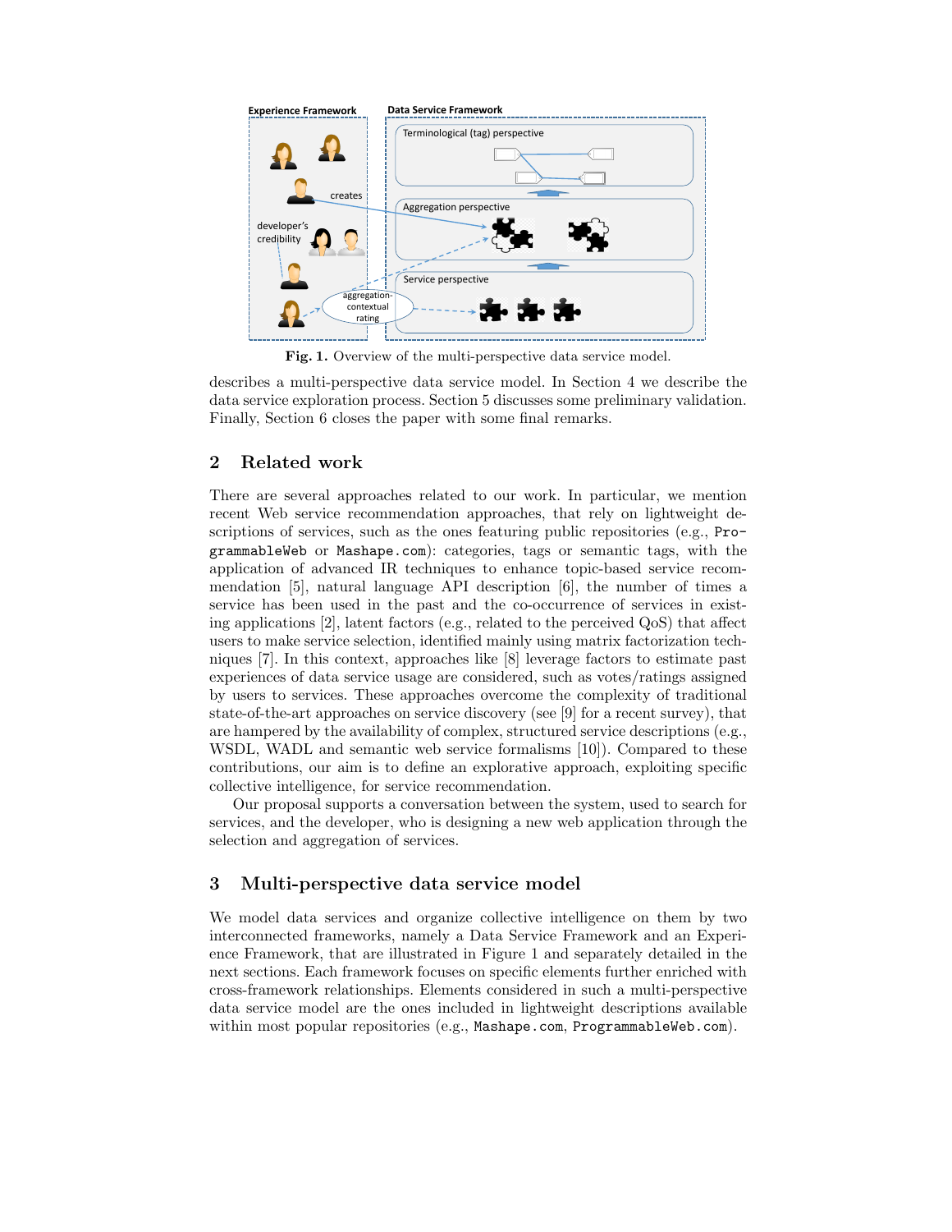Experience Framework

Data Service Framework

Terminological (tag) perspective

Aggregation perspective

Service perspective

creates

developer's credibility

aggregation-contextual rating

**Fig. 1.** Overview of the multi-perspective data service model.

describes a multi-perspective data service model. In Section 4 we describe the data service exploration process. Section 5 discusses some preliminary validation. Finally, Section 6 closes the paper with some final remarks.

## 2 Related work

There are several approaches related to our work. In particular, we mention recent Web service recommendation approaches, that rely on lightweight descriptions of services, such as the ones featuring public repositories (e.g., `ProgrammableWeb` or `Mashape.com`): categories, tags or semantic tags, with the application of advanced IR techniques to enhance topic-based service recommendation [5], natural language API description [6], the number of times a service has been used in the past and the co-occurrence of services in existing applications [2], latent factors (e.g., related to the perceived QoS) that affect users to make service selection, identified mainly using matrix factorization techniques [7]. In this context, approaches like [8] leverage factors to estimate past experiences of data service usage are considered, such as votes/ratings assigned by users to services. These approaches overcome the complexity of traditional state-of-the-art approaches on service discovery (see [9] for a recent survey), that are hampered by the availability of complex, structured service descriptions (e.g., WSDL, WADL and semantic web service formalisms [10]). Compared to these contributions, our aim is to define an explorative approach, exploiting specific collective intelligence, for service recommendation.

Our proposal supports a conversation between the system, used to search for services, and the developer, who is designing a new web application through the selection and aggregation of services.

## 3 Multi-perspective data service model

We model data services and organize collective intelligence on them by two interconnected frameworks, namely a Data Service Framework and an Experience Framework, that are illustrated in Figure 1 and separately detailed in the next sections. Each framework focuses on specific elements further enriched with cross-framework relationships. Elements considered in such a multi-perspective data service model are the ones included in lightweight descriptions available within most popular repositories (e.g., `Mashape.com`, `ProgrammableWeb.com`).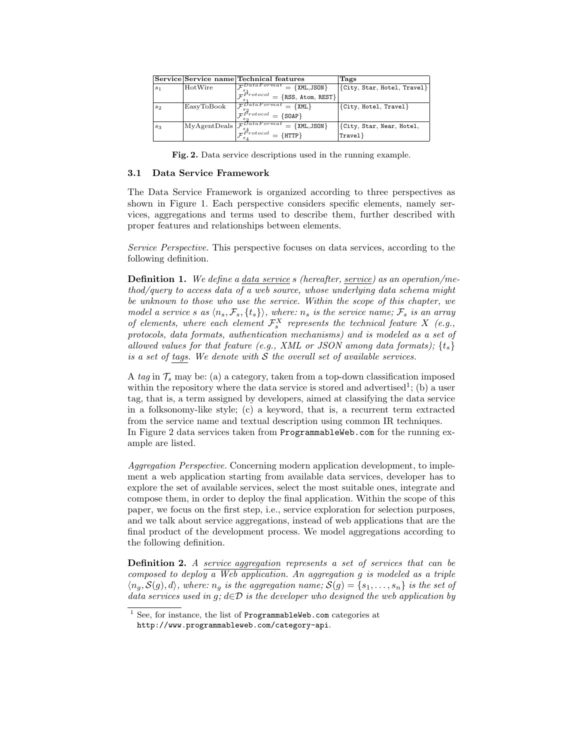| Service | Service name | Technical features | Tags |
|---|---|---|---|
| $s_1$ | HotWire | $\mathcal{F}_{s_1}^{DataFormat}$ = {XML,JSON} $\mathcal{F}_{s_1}^{Protocol}$ = {RSS, Atom, REST} | {City, Star, Hotel, Travel} |
| $s_2$ | EasyToBook | $\mathcal{F}_{s_2}^{DataFormat}$ = {XML} $\mathcal{F}_{s_2}^{Protocol}$ = {SOAP} | {City, Hotel, Travel} |
| $s_3$ | MyAgentDeals | $\mathcal{F}_{s_4}^{DataFormat}$ = {XML,JSON} $\mathcal{F}_{s_4}^{Protocol}$ = {HTTP} | {City, Star, Near, Hotel, Travel} |

**Fig. 2.** Data service descriptions used in the running example.

### 3.1 Data Service Framework

The Data Service Framework is organized according to three perspectives as shown in Figure 1. Each perspective considers specific elements, namely services, aggregations and terms used to describe them, further described with proper features and relationships between elements.

*Service Perspective.* This perspective focuses on data services, according to the following definition.

**Definition 1.** *We define a data service s (hereafter, service) as an operation/method/query to access data of a web source, whose underlying data schema might be unknown to those who use the service. Within the scope of this chapter, we model a service s as* $\langle n_s, \mathcal{F}_s, \{t_s\}\rangle$*, where:* $n_s$ *is the service name;* $\mathcal{F}_s$ *is an array of elements, where each element* $\mathcal{F}_s^X$ *represents the technical feature X (e.g., protocols, data formats, authentication mechanisms) and is modeled as a set of allowed values for that feature (e.g., XML or JSON among data formats);* $\{t_s\}$ *is a set of tags. We denote with* $\mathcal{S}$ *the overall set of available services.*

A *tag* in $\mathcal{T}_s$ may be: (a) a category, taken from a top-down classification imposed within the repository where the data service is stored and advertised[1]; (b) a user tag, that is, a term assigned by developers, aimed at classifying the data service in a folksonomy-like style; (c) a keyword, that is, a recurrent term extracted from the service name and textual description using common IR techniques. In Figure 2 data services taken from ProgrammableWeb.com for the running example are listed.

*Aggregation Perspective.* Concerning modern application development, to implement a web application starting from available data services, developer has to explore the set of available services, select the most suitable ones, integrate and compose them, in order to deploy the final application. Within the scope of this paper, we focus on the first step, i.e., service exploration for selection purposes, and we talk about service aggregations, instead of web applications that are the final product of the development process. We model aggregations according to the following definition.

**Definition 2.** *A service aggregation represents a set of services that can be composed to deploy a Web application. An aggregation g is modeled as a triple* $\langle n_g, \mathcal{S}(g), d\rangle$*, where:* $n_g$ *is the aggregation name;* $\mathcal{S}(g) = \{s_1, \ldots, s_n\}$ *is the set of data services used in g;* $d \in \mathcal{D}$ *is the developer who designed the web application by*

[1] See, for instance, the list of ProgrammableWeb.com categories at http://www.programmableweb.com/category-api.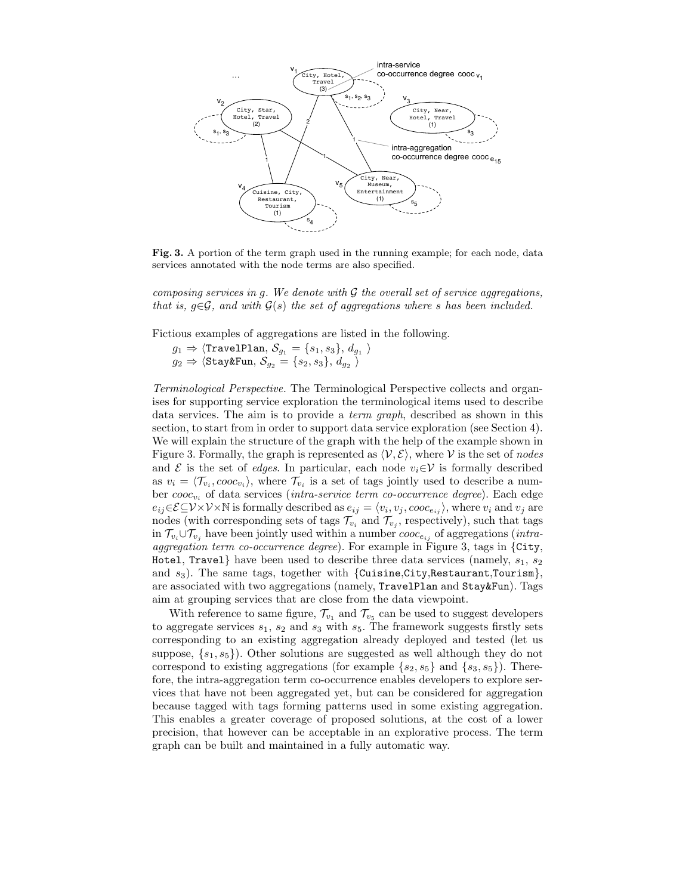...

$v_1$

City, Hotel, Travel (3)

$s_1, s_2, s_3$

intra-service co-occurrence degree $cooc_{v_1}$

$v_2$

City, Star, Hotel, Travel (2)

$s_1, s_3$

$v_3$

City, Near, Hotel, Travel (1)

$s_3$

2

1

1

1

intra-aggregation co-occurrence degree $cooc_{e_{15}}$

$v_4$

Cuisine, City, Restaurant, Tourism (1)

$s_4$

$v_5$

City, Near, Museum, Entertainment (1)

$s_5$

**Fig. 3.** A portion of the term graph used in the running example; for each node, data services annotated with the node terms are also specified.

*composing services in g. We denote with $\mathcal{G}$ the overall set of service aggregations, that is, $g \in \mathcal{G}$, and with $\mathcal{G}(s)$ the set of aggregations where s has been included.*

Fictious examples of aggregations are listed in the following.

$g_1 \Rightarrow \langle$TravelPlan, $\mathcal{S}_{g_1} = \{s_1, s_3\}$, $d_{g_1}$ $\rangle$
$g_2 \Rightarrow \langle$Stay&Fun, $\mathcal{S}_{g_2} = \{s_2, s_3\}$, $d_{g_2}$ $\rangle$

*Terminological Perspective.* The Terminological Perspective collects and organises for supporting service exploration the terminological items used to describe data services. The aim is to provide a *term graph*, described as shown in this section, to start from in order to support data service exploration (see Section 4). We will explain the structure of the graph with the help of the example shown in Figure 3. Formally, the graph is represented as $\langle \mathcal{V}, \mathcal{E} \rangle$, where $\mathcal{V}$ is the set of *nodes* and $\mathcal{E}$ is the set of *edges*. In particular, each node $v_i \in \mathcal{V}$ is formally described as $v_i = \langle \mathcal{T}_{v_i}, cooc_{v_i} \rangle$, where $\mathcal{T}_{v_i}$ is a set of tags jointly used to describe a number $cooc_{v_i}$ of data services (*intra-service term co-occurrence degree*). Each edge $e_{ij} \in \mathcal{E} \subseteq \mathcal{V} \times \mathcal{V} \times \mathbb{N}$ is formally described as $e_{ij} = \langle v_i, v_j, cooc_{e_{ij}} \rangle$, where $v_i$ and $v_j$ are nodes (with corresponding sets of tags $\mathcal{T}_{v_i}$ and $\mathcal{T}_{v_j}$, respectively), such that tags in $\mathcal{T}_{v_i} \cup \mathcal{T}_{v_j}$ have been jointly used within a number $cooc_{e_{ij}}$ of aggregations (*intra-aggregation term co-occurrence degree*). For example in Figure 3, tags in {City, Hotel, Travel} have been used to describe three data services (namely, $s_1$, $s_2$ and $s_3$). The same tags, together with {Cuisine,City,Restaurant,Tourism}, are associated with two aggregations (namely, TravelPlan and Stay&Fun). Tags aim at grouping services that are close from the data viewpoint.

With reference to same figure, $\mathcal{T}_{v_1}$ and $\mathcal{T}_{v_5}$ can be used to suggest developers to aggregate services $s_1$, $s_2$ and $s_3$ with $s_5$. The framework suggests firstly sets corresponding to an existing aggregation already deployed and tested (let us suppose, $\{s_1, s_5\}$). Other solutions are suggested as well although they do not correspond to existing aggregations (for example $\{s_2, s_5\}$ and $\{s_3, s_5\}$). Therefore, the intra-aggregation term co-occurrence enables developers to explore services that have not been aggregated yet, but can be considered for aggregation because tagged with tags forming patterns used in some existing aggregation. This enables a greater coverage of proposed solutions, at the cost of a lower precision, that however can be acceptable in an explorative process. The term graph can be built and maintained in a fully automatic way.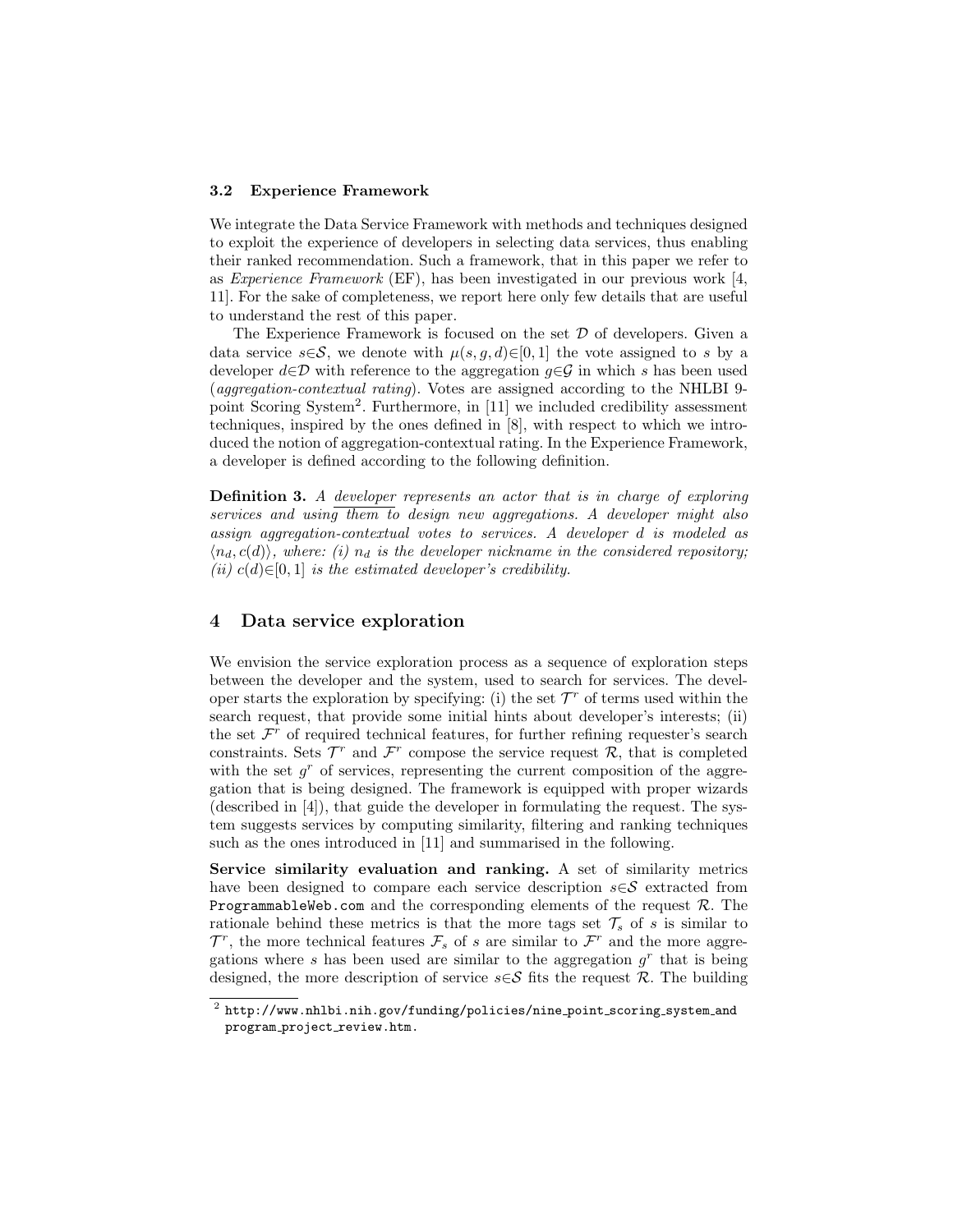### 3.2 Experience Framework

We integrate the Data Service Framework with methods and techniques designed to exploit the experience of developers in selecting data services, thus enabling their ranked recommendation. Such a framework, that in this paper we refer to as *Experience Framework* (EF), has been investigated in our previous work [4, 11]. For the sake of completeness, we report here only few details that are useful to understand the rest of this paper.

The Experience Framework is focused on the set $\mathcal{D}$ of developers. Given a data service $s \in \mathcal{S}$, we denote with $\mu(s, g, d) \in [0, 1]$ the vote assigned to $s$ by a developer $d \in \mathcal{D}$ with reference to the aggregation $g \in \mathcal{G}$ in which $s$ has been used (*aggregation-contextual rating*). Votes are assigned according to the NHLBI 9-point Scoring System[2]. Furthermore, in [11] we included credibility assessment techniques, inspired by the ones defined in [8], with respect to which we introduced the notion of aggregation-contextual rating. In the Experience Framework, a developer is defined according to the following definition.

**Definition 3.** *A developer represents an actor that is in charge of exploring services and using them to design new aggregations. A developer might also assign aggregation-contextual votes to services. A developer $d$ is modeled as $\langle n_d, c(d) \rangle$, where: (i) $n_d$ is the developer nickname in the considered repository; (ii) $c(d) \in [0, 1]$ is the estimated developer's credibility.*

## 4 Data service exploration

We envision the service exploration process as a sequence of exploration steps between the developer and the system, used to search for services. The developer starts the exploration by specifying: (i) the set $\mathcal{T}^r$ of terms used within the search request, that provide some initial hints about developer's interests; (ii) the set $\mathcal{F}^r$ of required technical features, for further refining requester's search constraints. Sets $\mathcal{T}^r$ and $\mathcal{F}^r$ compose the service request $\mathcal{R}$, that is completed with the set $g^r$ of services, representing the current composition of the aggregation that is being designed. The framework is equipped with proper wizards (described in [4]), that guide the developer in formulating the request. The system suggests services by computing similarity, filtering and ranking techniques such as the ones introduced in [11] and summarised in the following.

**Service similarity evaluation and ranking.** A set of similarity metrics have been designed to compare each service description $s \in \mathcal{S}$ extracted from `ProgrammableWeb.com` and the corresponding elements of the request $\mathcal{R}$. The rationale behind these metrics is that the more tags set $\mathcal{T}_s$ of $s$ is similar to $\mathcal{T}^r$, the more technical features $\mathcal{F}_s$ of $s$ are similar to $\mathcal{F}^r$ and the more aggregations where $s$ has been used are similar to the aggregation $g^r$ that is being designed, the more description of service $s \in \mathcal{S}$ fits the request $\mathcal{R}$. The building

[2] `http://www.nhlbi.nih.gov/funding/policies/nine_point_scoring_system_and_program_project_review.htm`.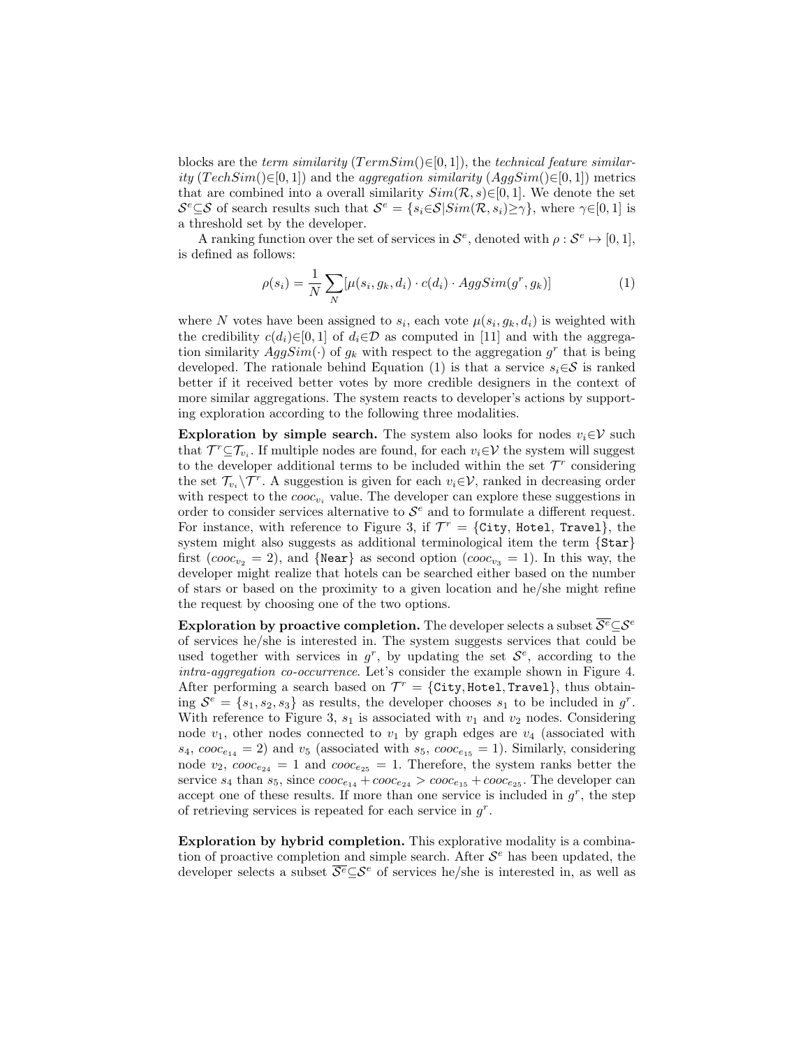blocks are the *term similarity* ($TermSim() \in [0,1]$), the *technical feature similarity* ($TechSim() \in [0,1]$) and the *aggregation similarity* ($AggSim() \in [0,1]$) metrics that are combined into a overall similarity $Sim(\mathcal{R}, s) \in [0,1]$. We denote the set $\mathcal{S}^e \subseteq \mathcal{S}$ of search results such that $\mathcal{S}^e = \{s_i \in \mathcal{S} | Sim(\mathcal{R}, s_i) \geq \gamma\}$, where $\gamma \in [0,1]$ is a threshold set by the developer.

A ranking function over the set of services in $\mathcal{S}^e$, denoted with $\rho : \mathcal{S}^e \mapsto [0,1]$, is defined as follows:

$$\rho(s_i) = \frac{1}{N} \sum_{N} [\mu(s_i, g_k, d_i) \cdot c(d_i) \cdot AggSim(g^r, g_k)] \tag{1}$$

where $N$ votes have been assigned to $s_i$, each vote $\mu(s_i, g_k, d_i)$ is weighted with the credibility $c(d_i) \in [0,1]$ of $d_i \in \mathcal{D}$ as computed in [11] and with the aggregation similarity $AggSim(\cdot)$ of $g_k$ with respect to the aggregation $g^r$ that is being developed. The rationale behind Equation (1) is that a service $s_i \in \mathcal{S}$ is ranked better if it received better votes by more credible designers in the context of more similar aggregations. The system reacts to developer's actions by supporting exploration according to the following three modalities.

**Exploration by simple search.** The system also looks for nodes $v_i \in \mathcal{V}$ such that $\mathcal{T}^r \subseteq \mathcal{T}_{v_i}$. If multiple nodes are found, for each $v_i \in \mathcal{V}$ the system will suggest to the developer additional terms to be included within the set $\mathcal{T}^r$ considering the set $\mathcal{T}_{v_i} \backslash \mathcal{T}^r$. A suggestion is given for each $v_i \in \mathcal{V}$, ranked in decreasing order with respect to the $cooc_{v_i}$ value. The developer can explore these suggestions in order to consider services alternative to $\mathcal{S}^e$ and to formulate a different request. For instance, with reference to Figure 3, if $\mathcal{T}^r = \{$`City`, `Hotel`, `Travel`$\}$, the system might also suggests as additional terminological item the term $\{$`Star`$\}$ first ($cooc_{v_2} = 2$), and $\{$`Near`$\}$ as second option ($cooc_{v_3} = 1$). In this way, the developer might realize that hotels can be searched either based on the number of stars or based on the proximity to a given location and he/she might refine the request by choosing one of the two options.

**Exploration by proactive completion.** The developer selects a subset $\overline{\mathcal{S}^e} \subseteq \mathcal{S}^e$ of services he/she is interested in. The system suggests services that could be used together with services in $g^r$, by updating the set $\mathcal{S}^e$, according to the *intra-aggregation co-occurrence*. Let's consider the example shown in Figure 4. After performing a search based on $\mathcal{T}^r = \{$`City`, `Hotel`, `Travel`$\}$, thus obtaining $\mathcal{S}^e = \{s_1, s_2, s_3\}$ as results, the developer chooses $s_1$ to be included in $g^r$. With reference to Figure 3, $s_1$ is associated with $v_1$ and $v_2$ nodes. Considering node $v_1$, other nodes connected to $v_1$ by graph edges are $v_4$ (associated with $s_4$, $cooc_{e_{14}} = 2$) and $v_5$ (associated with $s_5$, $cooc_{e_{15}} = 1$). Similarly, considering node $v_2$, $cooc_{e_{24}} = 1$ and $cooc_{e_{25}} = 1$. Therefore, the system ranks better the service $s_4$ than $s_5$, since $cooc_{e_{14}} + cooc_{e_{24}} > cooc_{e_{15}} + cooc_{e_{25}}$. The developer can accept one of these results. If more than one service is included in $g^r$, the step of retrieving services is repeated for each service in $g^r$.

**Exploration by hybrid completion.** This explorative modality is a combination of proactive completion and simple search. After $\mathcal{S}^e$ has been updated, the developer selects a subset $\overline{\mathcal{S}^e} \subseteq \mathcal{S}^e$ of services he/she is interested in, as well as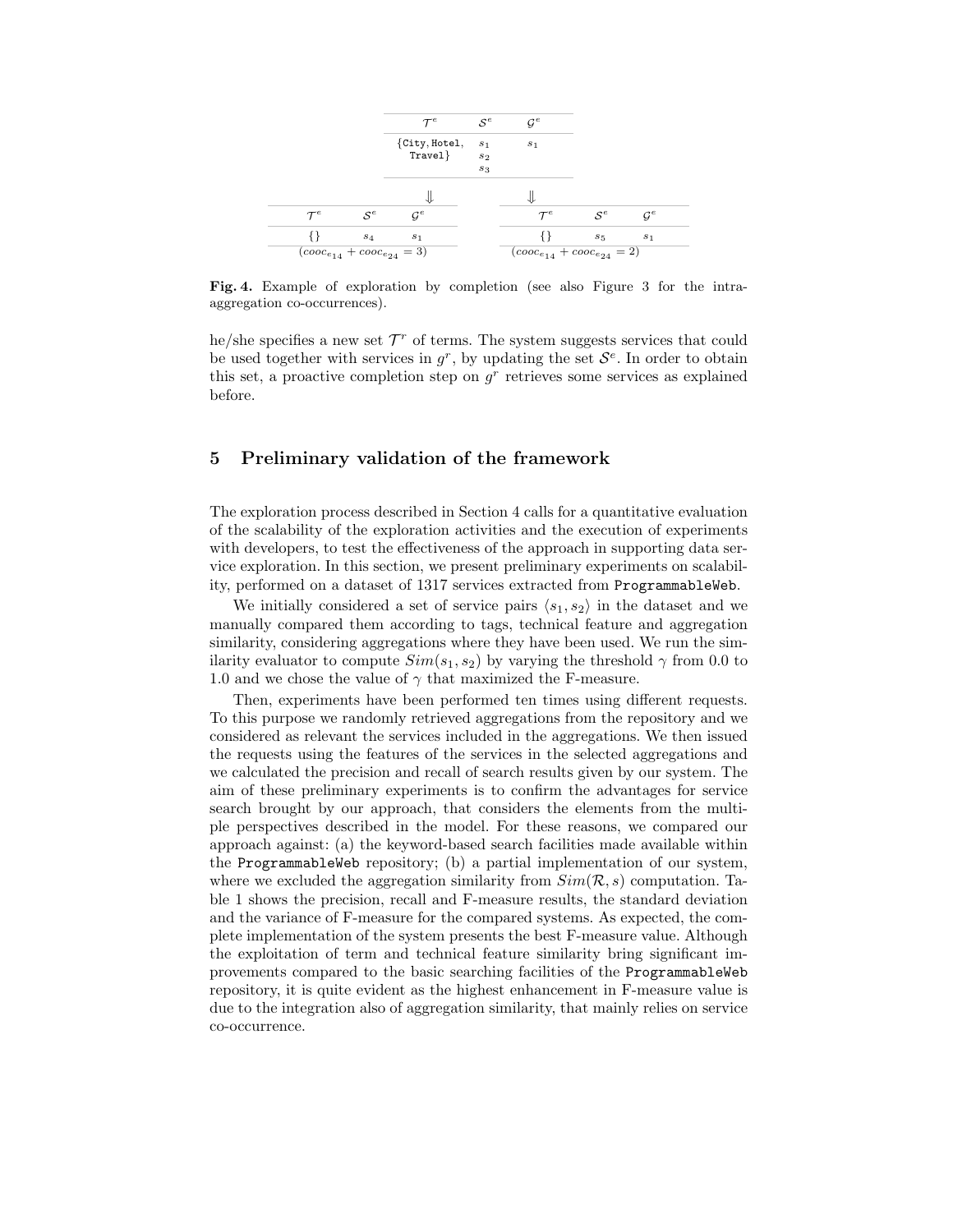| $\mathcal{T}^e$ | $\mathcal{S}^e$ | $\mathcal{G}^e$ |
|---|---|---|
| {City, Hotel, Travel} | $s_1$ $s_2$ $s_3$ | $s_1$ |

⇓ ⇓

| $\mathcal{T}^e$ | $\mathcal{S}^e$ | $\mathcal{G}^e$ |
|---|---|---|
| {} | $s_4$ | $s_1$ |
| $(cooc_{e_{14}} + cooc_{e_{24}} = 3)$ | | |

| $\mathcal{T}^e$ | $\mathcal{S}^e$ | $\mathcal{G}^e$ |
|---|---|---|
| {} | $s_5$ | $s_1$ |
| $(cooc_{e_{14}} + cooc_{e_{24}} = 2)$ | | |

**Fig. 4.** Example of exploration by completion (see also Figure 3 for the intra-aggregation co-occurrences).

he/she specifies a new set $\mathcal{T}^r$ of terms. The system suggests services that could be used together with services in $g^r$, by updating the set $\mathcal{S}^e$. In order to obtain this set, a proactive completion step on $g^r$ retrieves some services as explained before.

## 5 Preliminary validation of the framework

The exploration process described in Section 4 calls for a quantitative evaluation of the scalability of the exploration activities and the execution of experiments with developers, to test the effectiveness of the approach in supporting data service exploration. In this section, we present preliminary experiments on scalability, performed on a dataset of 1317 services extracted from `ProgrammableWeb`.

We initially considered a set of service pairs $\langle s_1, s_2 \rangle$ in the dataset and we manually compared them according to tags, technical feature and aggregation similarity, considering aggregations where they have been used. We run the similarity evaluator to compute $Sim(s_1, s_2)$ by varying the threshold $\gamma$ from 0.0 to 1.0 and we chose the value of $\gamma$ that maximized the F-measure.

Then, experiments have been performed ten times using different requests. To this purpose we randomly retrieved aggregations from the repository and we considered as relevant the services included in the aggregations. We then issued the requests using the features of the services in the selected aggregations and we calculated the precision and recall of search results given by our system. The aim of these preliminary experiments is to confirm the advantages for service search brought by our approach, that considers the elements from the multiple perspectives described in the model. For these reasons, we compared our approach against: (a) the keyword-based search facilities made available within the `ProgrammableWeb` repository; (b) a partial implementation of our system, where we excluded the aggregation similarity from $Sim(\mathcal{R}, s)$ computation. Table 1 shows the precision, recall and F-measure results, the standard deviation and the variance of F-measure for the compared systems. As expected, the complete implementation of the system presents the best F-measure value. Although the exploitation of term and technical feature similarity bring significant improvements compared to the basic searching facilities of the `ProgrammableWeb` repository, it is quite evident as the highest enhancement in F-measure value is due to the integration also of aggregation similarity, that mainly relies on service co-occurrence.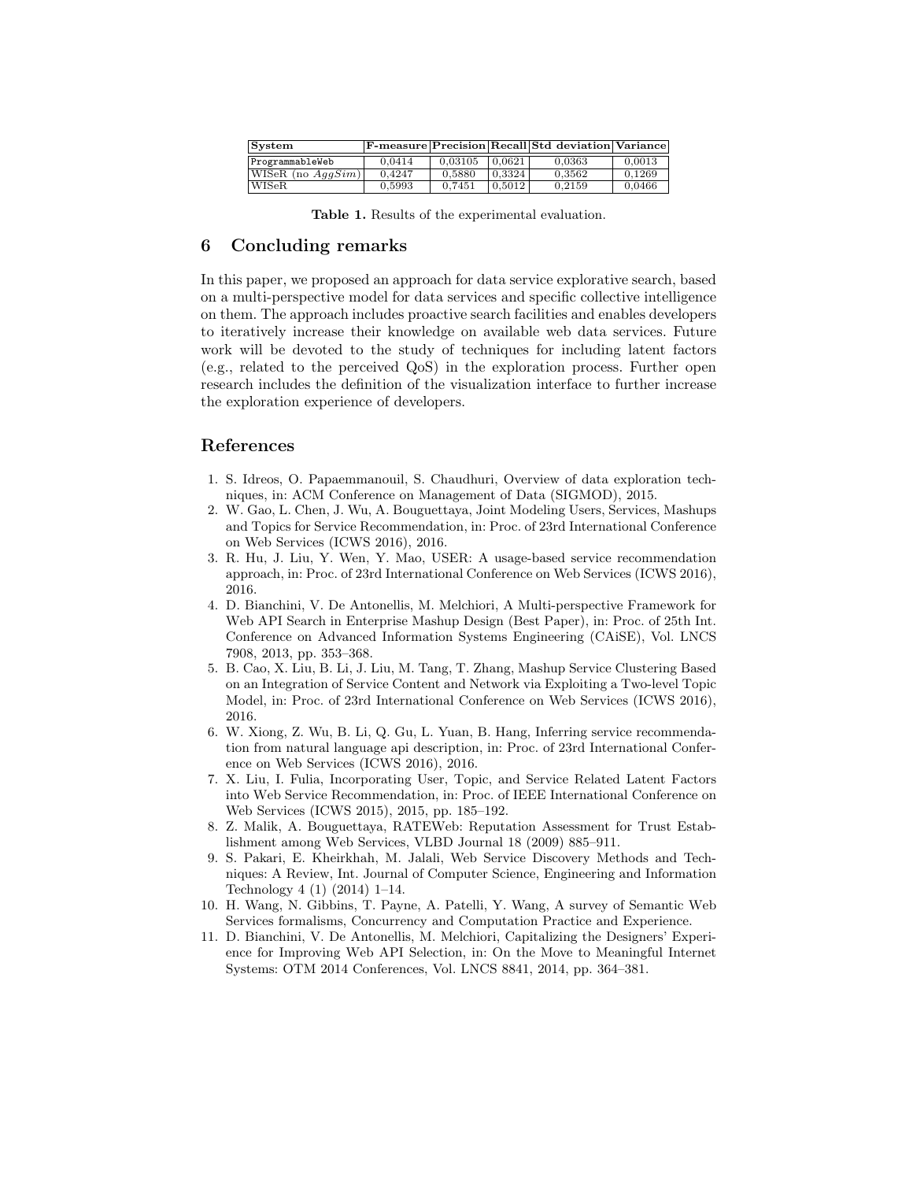| System | F-measure | Precision | Recall | Std deviation | Variance |
|---|---|---|---|---|---|
| ProgrammableWeb | 0,0414 | 0,03105 | 0,0621 | 0,0363 | 0,0013 |
| WISeR (no *AggSim*) | 0,4247 | 0,5880 | 0,3324 | 0,3562 | 0,1269 |
| WISeR | 0,5993 | 0,7451 | 0,5012 | 0,2159 | 0,0466 |

**Table 1.** Results of the experimental evaluation.

## 6 Concluding remarks

In this paper, we proposed an approach for data service explorative search, based on a multi-perspective model for data services and specific collective intelligence on them. The approach includes proactive search facilities and enables developers to iteratively increase their knowledge on available web data services. Future work will be devoted to the study of techniques for including latent factors (e.g., related to the perceived QoS) in the exploration process. Further open research includes the definition of the visualization interface to further increase the exploration experience of developers.

## References

1. S. Idreos, O. Papaemmanouil, S. Chaudhuri, Overview of data exploration techniques, in: ACM Conference on Management of Data (SIGMOD), 2015.
2. W. Gao, L. Chen, J. Wu, A. Bouguettaya, Joint Modeling Users, Services, Mashups and Topics for Service Recommendation, in: Proc. of 23rd International Conference on Web Services (ICWS 2016), 2016.
3. R. Hu, J. Liu, Y. Wen, Y. Mao, USER: A usage-based service recommendation approach, in: Proc. of 23rd International Conference on Web Services (ICWS 2016), 2016.
4. D. Bianchini, V. De Antonellis, M. Melchiori, A Multi-perspective Framework for Web API Search in Enterprise Mashup Design (Best Paper), in: Proc. of 25th Int. Conference on Advanced Information Systems Engineering (CAiSE), Vol. LNCS 7908, 2013, pp. 353–368.
5. B. Cao, X. Liu, B. Li, J. Liu, M. Tang, T. Zhang, Mashup Service Clustering Based on an Integration of Service Content and Network via Exploiting a Two-level Topic Model, in: Proc. of 23rd International Conference on Web Services (ICWS 2016), 2016.
6. W. Xiong, Z. Wu, B. Li, Q. Gu, L. Yuan, B. Hang, Inferring service recommendation from natural language api description, in: Proc. of 23rd International Conference on Web Services (ICWS 2016), 2016.
7. X. Liu, I. Fulia, Incorporating User, Topic, and Service Related Latent Factors into Web Service Recommendation, in: Proc. of IEEE International Conference on Web Services (ICWS 2015), 2015, pp. 185–192.
8. Z. Malik, A. Bouguettaya, RATEWeb: Reputation Assessment for Trust Establishment among Web Services, VLBD Journal 18 (2009) 885–911.
9. S. Pakari, E. Kheirkhah, M. Jalali, Web Service Discovery Methods and Techniques: A Review, Int. Journal of Computer Science, Engineering and Information Technology 4 (1) (2014) 1–14.
10. H. Wang, N. Gibbins, T. Payne, A. Patelli, Y. Wang, A survey of Semantic Web Services formalisms, Concurrency and Computation Practice and Experience.
11. D. Bianchini, V. De Antonellis, M. Melchiori, Capitalizing the Designers' Experience for Improving Web API Selection, in: On the Move to Meaningful Internet Systems: OTM 2014 Conferences, Vol. LNCS 8841, 2014, pp. 364–381.